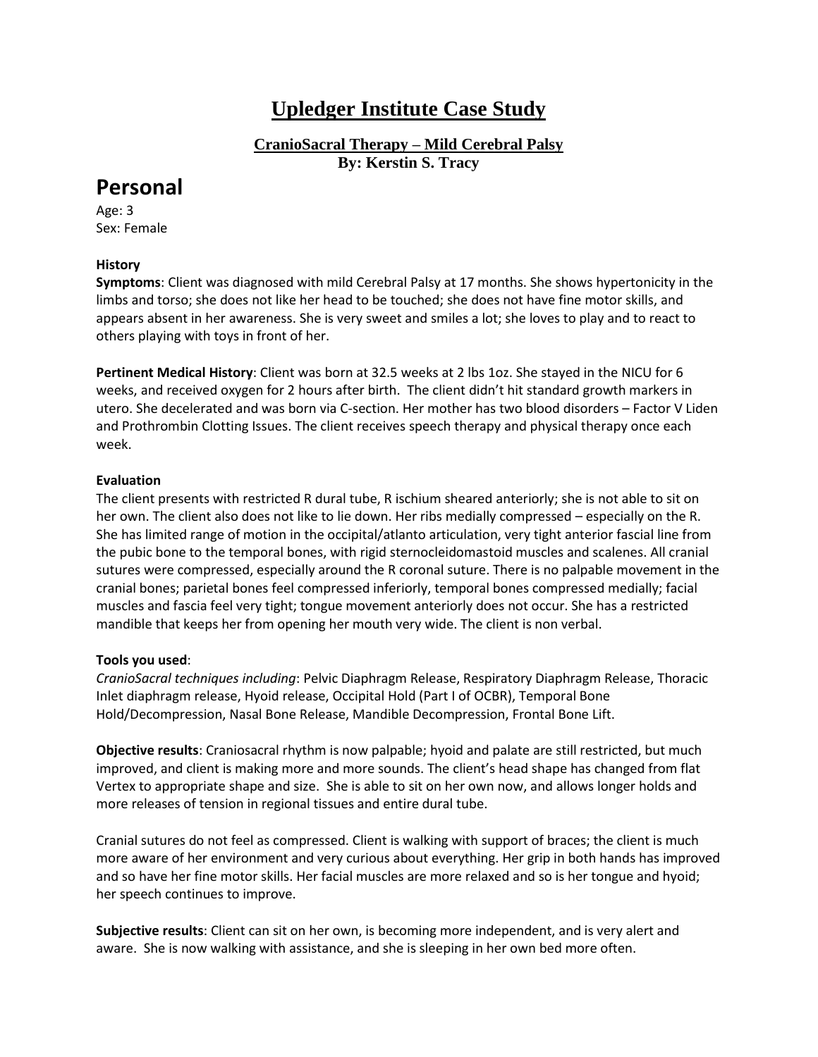# Upledger Institute Case Study

### CranioSacral Therapy – Mild Cerebral Palsy

**By: Kerstin S. Tracy**

## Personal

Age: 3
Sex: Female

**History**

**Symptoms**: Client was diagnosed with mild Cerebral Palsy at 17 months. She shows hypertonicity in the limbs and torso; she does not like her head to be touched; she does not have fine motor skills, and appears absent in her awareness. She is very sweet and smiles a lot; she loves to play and to react to others playing with toys in front of her.

**Pertinent Medical History**: Client was born at 32.5 weeks at 2 lbs 1oz. She stayed in the NICU for 6 weeks, and received oxygen for 2 hours after birth. The client didn't hit standard growth markers in utero. She decelerated and was born via C-section. Her mother has two blood disorders – Factor V Liden and Prothrombin Clotting Issues. The client receives speech therapy and physical therapy once each week.

**Evaluation**

The client presents with restricted R dural tube, R ischium sheared anteriorly; she is not able to sit on her own. The client also does not like to lie down. Her ribs medially compressed – especially on the R. She has limited range of motion in the occipital/atlanto articulation, very tight anterior fascial line from the pubic bone to the temporal bones, with rigid sternocleidomastoid muscles and scalenes. All cranial sutures were compressed, especially around the R coronal suture. There is no palpable movement in the cranial bones; parietal bones feel compressed inferiorly, temporal bones compressed medially; facial muscles and fascia feel very tight; tongue movement anteriorly does not occur. She has a restricted mandible that keeps her from opening her mouth very wide. The client is non verbal.

**Tools you used**:

*CranioSacral techniques including*: Pelvic Diaphragm Release, Respiratory Diaphragm Release, Thoracic Inlet diaphragm release, Hyoid release, Occipital Hold (Part I of OCBR), Temporal Bone Hold/Decompression, Nasal Bone Release, Mandible Decompression, Frontal Bone Lift.

**Objective results**: Craniosacral rhythm is now palpable; hyoid and palate are still restricted, but much improved, and client is making more and more sounds. The client's head shape has changed from flat Vertex to appropriate shape and size. She is able to sit on her own now, and allows longer holds and more releases of tension in regional tissues and entire dural tube.

Cranial sutures do not feel as compressed. Client is walking with support of braces; the client is much more aware of her environment and very curious about everything. Her grip in both hands has improved and so have her fine motor skills. Her facial muscles are more relaxed and so is her tongue and hyoid; her speech continues to improve.

**Subjective results**: Client can sit on her own, is becoming more independent, and is very alert and aware. She is now walking with assistance, and she is sleeping in her own bed more often.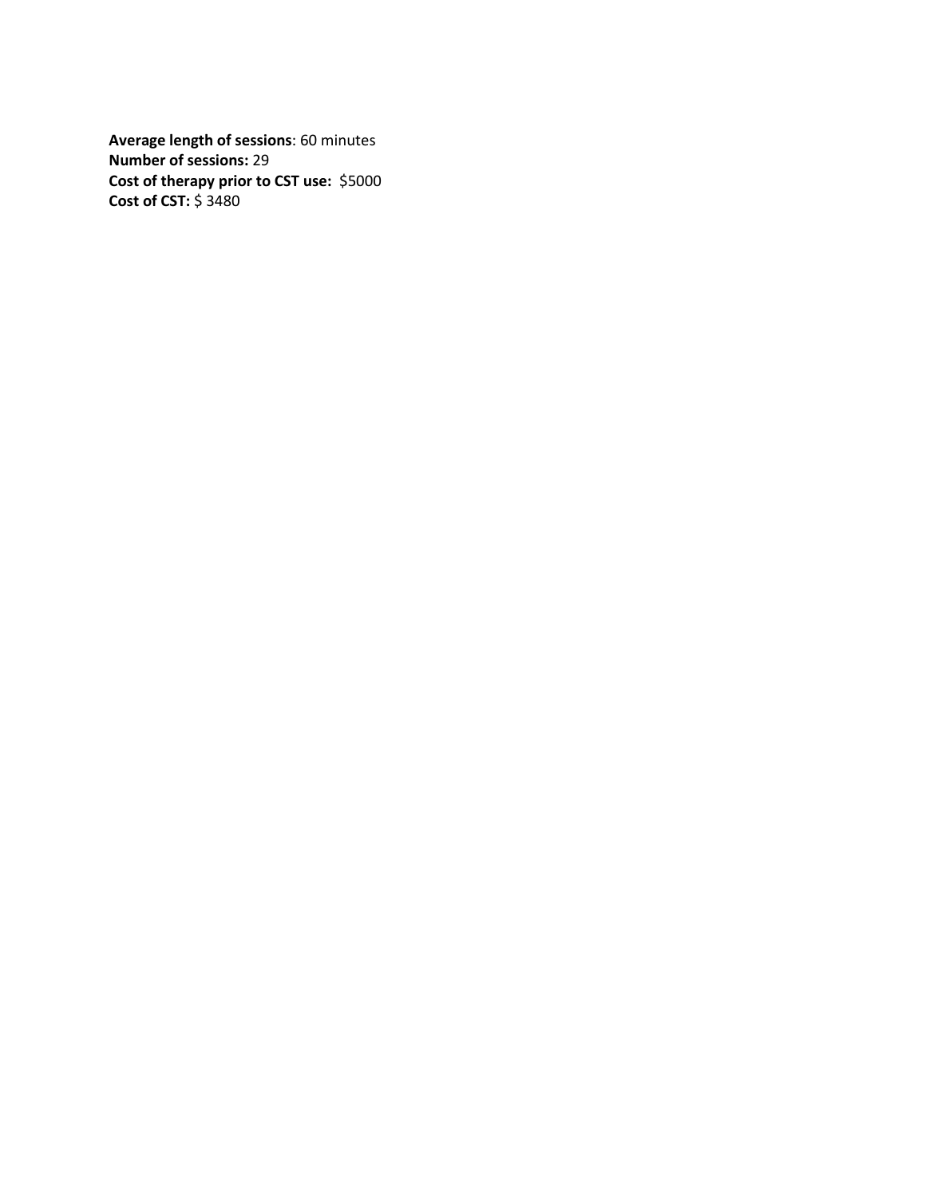**Average length of sessions**: 60 minutes  
**Number of sessions:** 29  
**Cost of therapy prior to CST use:** $5000  
**Cost of CST:** $ 3480